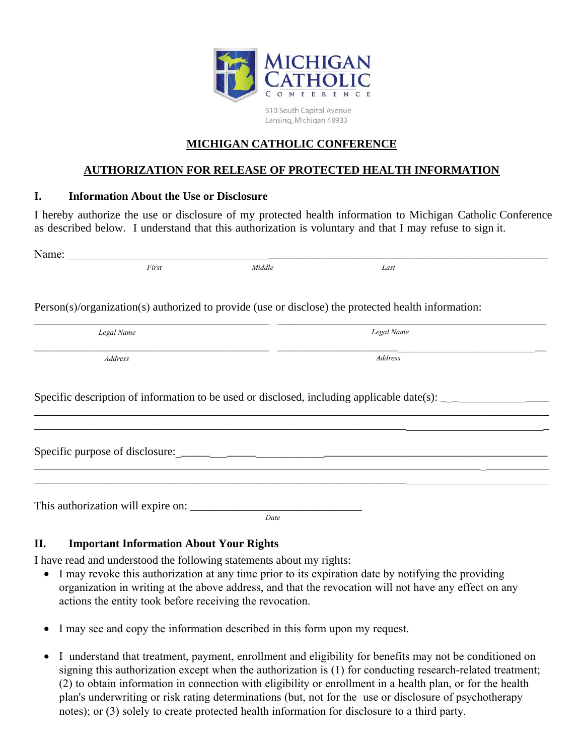MICHIGAN CATHOLIC CONFERENCE

510 South Capitol Avenue
Lansing, Michigan 48933

## MICHIGAN CATHOLIC CONFERENCE

## AUTHORIZATION FOR RELEASE OF PROTECTED HEALTH INFORMATION

### I. Information About the Use or Disclosure

I hereby authorize the use or disclosure of my protected health information to Michigan Catholic Conference as described below. I understand that this authorization is voluntary and that I may refuse to sign it.

Name: ______________________________________________________________________________
*First* *Middle* *Last*

Person(s)/organization(s) authorized to provide (use or disclose) the protected health information:

_________________________________________ _________________________________________
*Legal Name* *Legal Name*

_________________________________________ _________________________________________
*Address* *Address*

Specific description of information to be used or disclosed, including applicable date(s): ____________________
______________________________________________________________________________________
______________________________________________________________________________________

Specific purpose of disclosure: ____________________________________________________________
______________________________________________________________________________________
______________________________________________________________________________________

This authorization will expire on: ______________________________
*Date*

### II. Important Information About Your Rights

I have read and understood the following statements about my rights:

- I may revoke this authorization at any time prior to its expiration date by notifying the providing organization in writing at the above address, and that the revocation will not have any effect on any actions the entity took before receiving the revocation.
- I may see and copy the information described in this form upon my request.
- I understand that treatment, payment, enrollment and eligibility for benefits may not be conditioned on signing this authorization except when the authorization is (1) for conducting research-related treatment; (2) to obtain information in connection with eligibility or enrollment in a health plan, or for the health plan's underwriting or risk rating determinations (but, not for the use or disclosure of psychotherapy notes); or (3) solely to create protected health information for disclosure to a third party.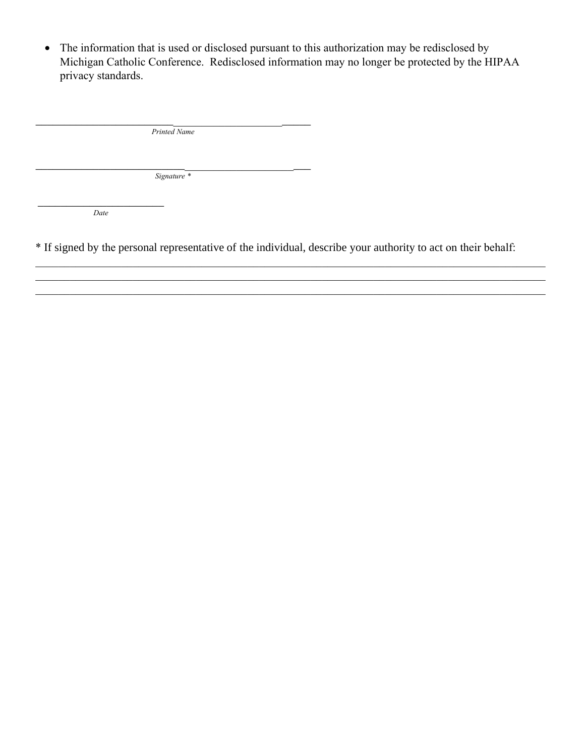- The information that is used or disclosed pursuant to this authorization may be redisclosed by Michigan Catholic Conference. Redisclosed information may no longer be protected by the HIPAA privacy standards.

_______________________________________________
*Printed Name*

_______________________________________________
*Signature **

_________________________
*Date*

* If signed by the personal representative of the individual, describe your authority to act on their behalf:

_____________________________________________________________________________________________

_____________________________________________________________________________________________

_____________________________________________________________________________________________